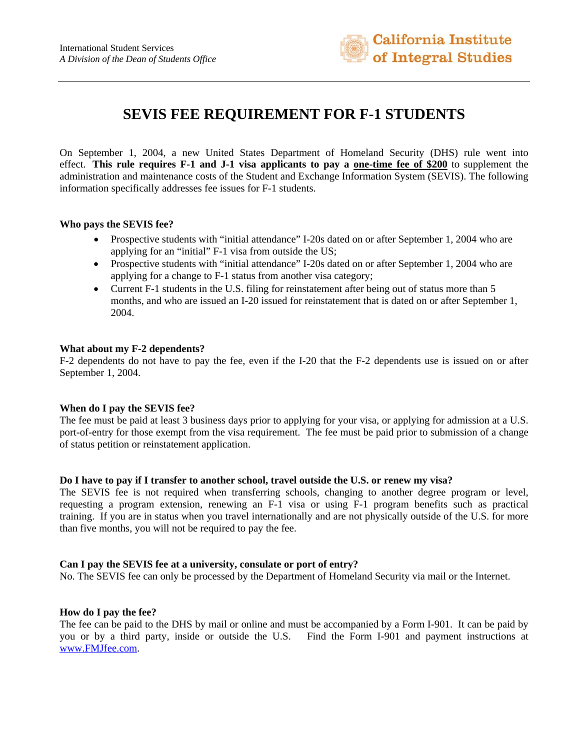International Student Services
*A Division of the Dean of Students Office*

California Institute of Integral Studies

# SEVIS FEE REQUIREMENT FOR F-1 STUDENTS

On September 1, 2004, a new United States Department of Homeland Security (DHS) rule went into effect. **This rule requires F-1 and J-1 visa applicants to pay a one-time fee of $200** to supplement the administration and maintenance costs of the Student and Exchange Information System (SEVIS). The following information specifically addresses fee issues for F-1 students.

**Who pays the SEVIS fee?**

- Prospective students with "initial attendance" I-20s dated on or after September 1, 2004 who are applying for an "initial" F-1 visa from outside the US;
- Prospective students with "initial attendance" I-20s dated on or after September 1, 2004 who are applying for a change to F-1 status from another visa category;
- Current F-1 students in the U.S. filing for reinstatement after being out of status more than 5 months, and who are issued an I-20 issued for reinstatement that is dated on or after September 1, 2004.

**What about my F-2 dependents?**

F-2 dependents do not have to pay the fee, even if the I-20 that the F-2 dependents use is issued on or after September 1, 2004.

**When do I pay the SEVIS fee?**

The fee must be paid at least 3 business days prior to applying for your visa, or applying for admission at a U.S. port-of-entry for those exempt from the visa requirement. The fee must be paid prior to submission of a change of status petition or reinstatement application.

**Do I have to pay if I transfer to another school, travel outside the U.S. or renew my visa?**

The SEVIS fee is not required when transferring schools, changing to another degree program or level, requesting a program extension, renewing an F-1 visa or using F-1 program benefits such as practical training. If you are in status when you travel internationally and are not physically outside of the U.S. for more than five months, you will not be required to pay the fee.

**Can I pay the SEVIS fee at a university, consulate or port of entry?**

No. The SEVIS fee can only be processed by the Department of Homeland Security via mail or the Internet.

**How do I pay the fee?**

The fee can be paid to the DHS by mail or online and must be accompanied by a Form I-901. It can be paid by you or by a third party, inside or outside the U.S. Find the Form I-901 and payment instructions at www.FMJfee.com.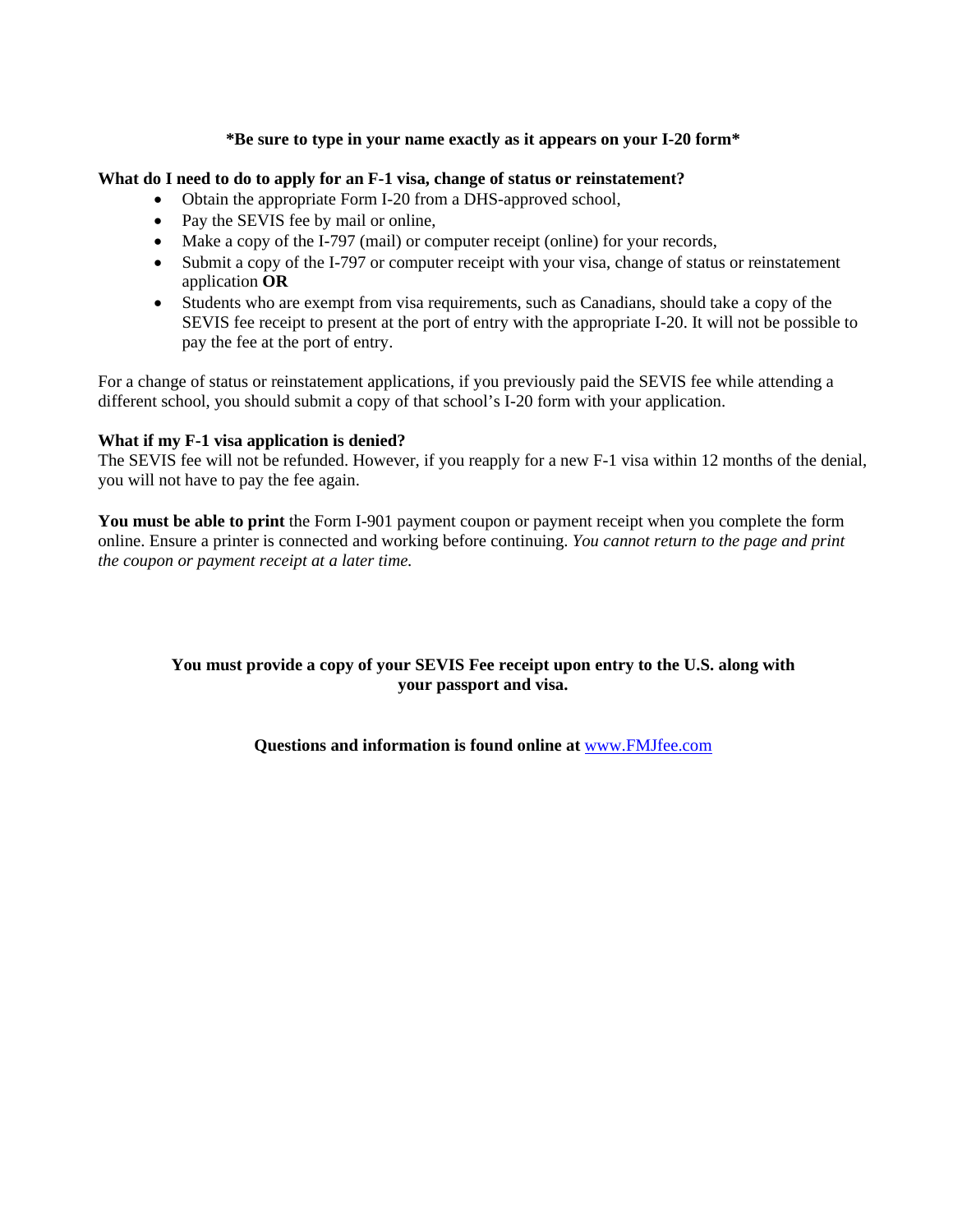**\*Be sure to type in your name exactly as it appears on your I-20 form\***

**What do I need to do to apply for an F-1 visa, change of status or reinstatement?**

- Obtain the appropriate Form I-20 from a DHS-approved school,
- Pay the SEVIS fee by mail or online,
- Make a copy of the I-797 (mail) or computer receipt (online) for your records,
- Submit a copy of the I-797 or computer receipt with your visa, change of status or reinstatement application **OR**
- Students who are exempt from visa requirements, such as Canadians, should take a copy of the SEVIS fee receipt to present at the port of entry with the appropriate I-20. It will not be possible to pay the fee at the port of entry.

For a change of status or reinstatement applications, if you previously paid the SEVIS fee while attending a different school, you should submit a copy of that school's I-20 form with your application.

**What if my F-1 visa application is denied?**
The SEVIS fee will not be refunded. However, if you reapply for a new F-1 visa within 12 months of the denial, you will not have to pay the fee again.

**You must be able to print** the Form I-901 payment coupon or payment receipt when you complete the form online. Ensure a printer is connected and working before continuing. *You cannot return to the page and print the coupon or payment receipt at a later time.*

**You must provide a copy of your SEVIS Fee receipt upon entry to the U.S. along with your passport and visa.**

**Questions and information is found online at** www.FMJfee.com